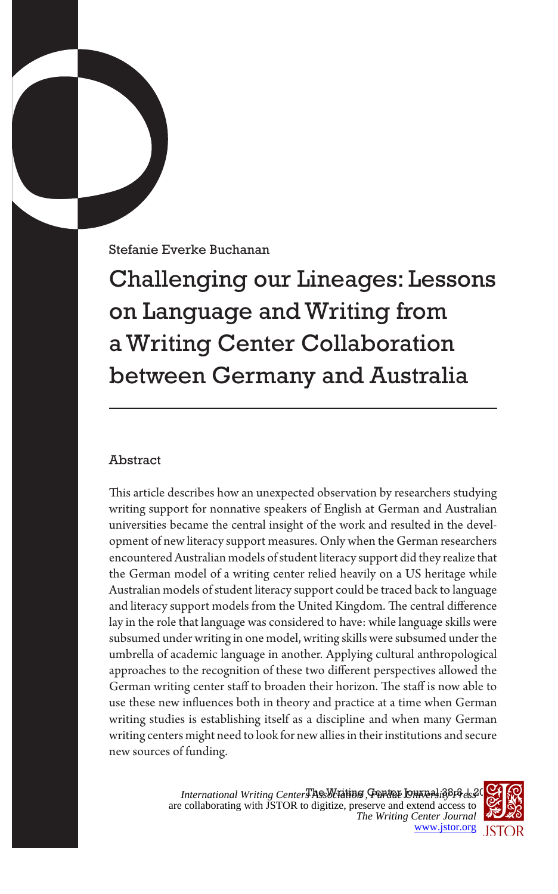Stefanie Everke Buchanan

# Challenging our Lineages: Lessons on Language and Writing from a Writing Center Collaboration between Germany and Australia

## Abstract

This article describes how an unexpected observation by researchers studying writing support for nonnative speakers of English at German and Australian universities became the central insight of the work and resulted in the development of new literacy support measures. Only when the German researchers encountered Australian models of student literacy support did they realize that the German model of a writing center relied heavily on a US heritage while Australian models of student literacy support could be traced back to language and literacy support models from the United Kingdom. The central difference lay in the role that language was considered to have: while language skills were subsumed under writing in one model, writing skills were subsumed under the umbrella of academic language in another. Applying cultural anthropological approaches to the recognition of these two different perspectives allowed the German writing center staff to broaden their horizon. The staff is now able to use these new influences both in theory and practice at a time when German writing studies is establishing itself as a discipline and when many German writing centers might need to look for new allies in their institutions and secure new sources of funding.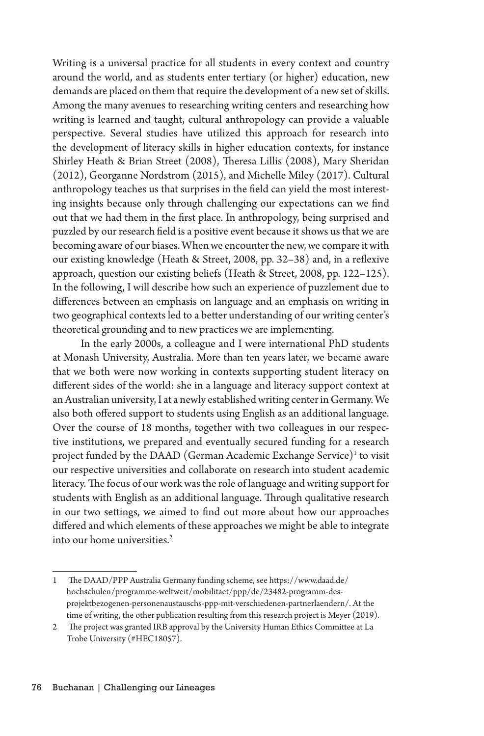Writing is a universal practice for all students in every context and country around the world, and as students enter tertiary (or higher) education, new demands are placed on them that require the development of a new set of skills. Among the many avenues to researching writing centers and researching how writing is learned and taught, cultural anthropology can provide a valuable perspective. Several studies have utilized this approach for research into the development of literacy skills in higher education contexts, for instance Shirley Heath & Brian Street (2008), Theresa Lillis (2008), Mary Sheridan (2012), Georganne Nordstrom (2015), and Michelle Miley (2017). Cultural anthropology teaches us that surprises in the field can yield the most interesting insights because only through challenging our expectations can we find out that we had them in the first place. In anthropology, being surprised and puzzled by our research field is a positive event because it shows us that we are becoming aware of our biases. When we encounter the new, we compare it with our existing knowledge (Heath & Street, 2008, pp. 32–38) and, in a reflexive approach, question our existing beliefs (Heath & Street, 2008, pp. 122–125). In the following, I will describe how such an experience of puzzlement due to differences between an emphasis on language and an emphasis on writing in two geographical contexts led to a better understanding of our writing center's theoretical grounding and to new practices we are implementing.

In the early 2000s, a colleague and I were international PhD students at Monash University, Australia. More than ten years later, we became aware that we both were now working in contexts supporting student literacy on different sides of the world: she in a language and literacy support context at an Australian university, I at a newly established writing center in Germany. We also both offered support to students using English as an additional language. Over the course of 18 months, together with two colleagues in our respective institutions, we prepared and eventually secured funding for a research project funded by the DAAD (German Academic Exchange Service)[1] to visit our respective universities and collaborate on research into student academic literacy. The focus of our work was the role of language and writing support for students with English as an additional language. Through qualitative research in our two settings, we aimed to find out more about how our approaches differed and which elements of these approaches we might be able to integrate into our home universities.[2]

---

1 The DAAD/PPP Australia Germany funding scheme, see https://www.daad.de/hochschulen/programme-weltweit/mobilitaet/ppp/de/23482-programm-des-projektbezogenen-personenaustauschs-ppp-mit-verschiedenen-partnerlaendern/. At the time of writing, the other publication resulting from this research project is Meyer (2019).

2 The project was granted IRB approval by the University Human Ethics Committee at La Trobe University (#HEC18057).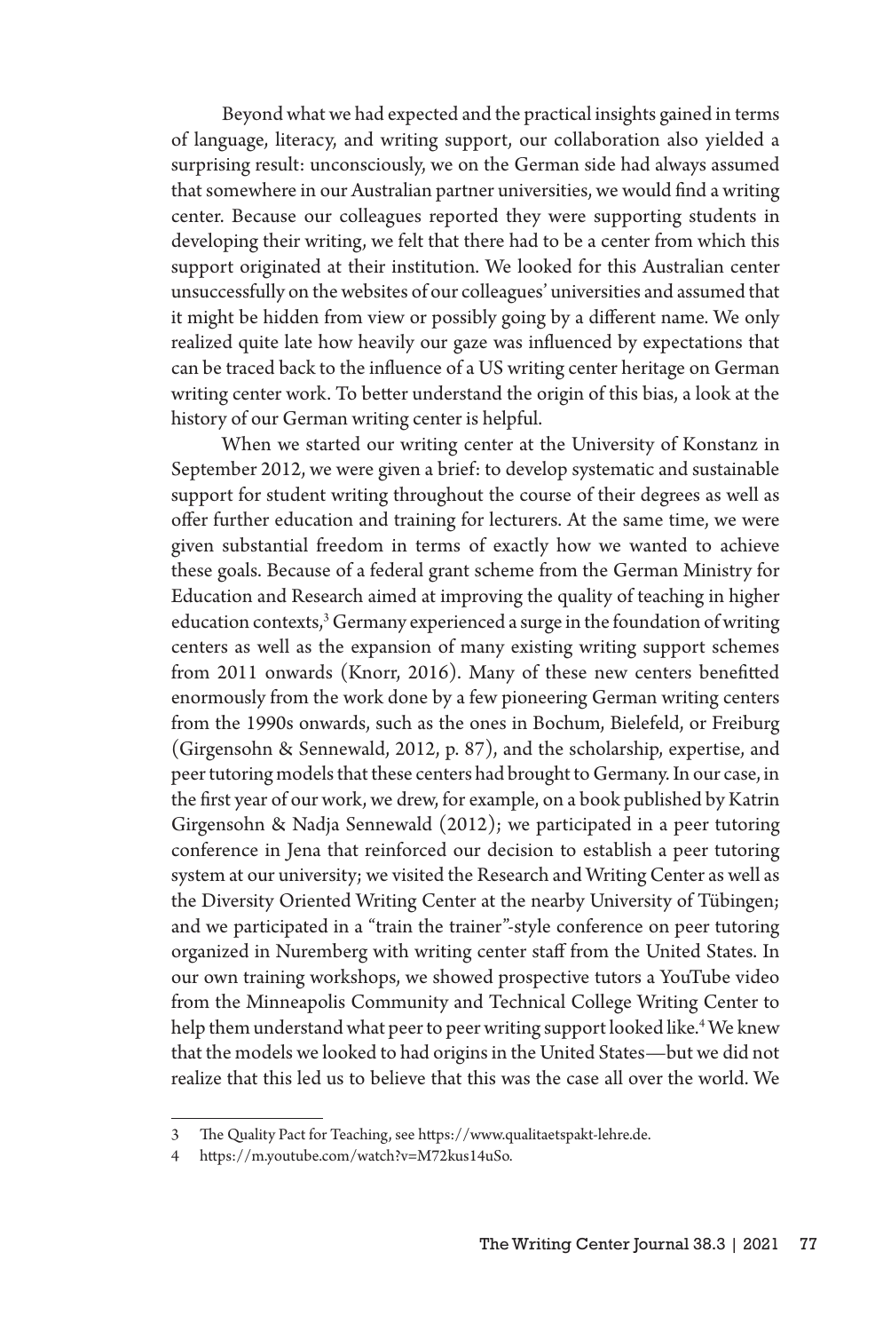Beyond what we had expected and the practical insights gained in terms of language, literacy, and writing support, our collaboration also yielded a surprising result: unconsciously, we on the German side had always assumed that somewhere in our Australian partner universities, we would find a writing center. Because our colleagues reported they were supporting students in developing their writing, we felt that there had to be a center from which this support originated at their institution. We looked for this Australian center unsuccessfully on the websites of our colleagues' universities and assumed that it might be hidden from view or possibly going by a different name. We only realized quite late how heavily our gaze was influenced by expectations that can be traced back to the influence of a US writing center heritage on German writing center work. To better understand the origin of this bias, a look at the history of our German writing center is helpful.

When we started our writing center at the University of Konstanz in September 2012, we were given a brief: to develop systematic and sustainable support for student writing throughout the course of their degrees as well as offer further education and training for lecturers. At the same time, we were given substantial freedom in terms of exactly how we wanted to achieve these goals. Because of a federal grant scheme from the German Ministry for Education and Research aimed at improving the quality of teaching in higher education contexts,[3] Germany experienced a surge in the foundation of writing centers as well as the expansion of many existing writing support schemes from 2011 onwards (Knorr, 2016). Many of these new centers benefitted enormously from the work done by a few pioneering German writing centers from the 1990s onwards, such as the ones in Bochum, Bielefeld, or Freiburg (Girgensohn & Sennewald, 2012, p. 87), and the scholarship, expertise, and peer tutoring models that these centers had brought to Germany. In our case, in the first year of our work, we drew, for example, on a book published by Katrin Girgensohn & Nadja Sennewald (2012); we participated in a peer tutoring conference in Jena that reinforced our decision to establish a peer tutoring system at our university; we visited the Research and Writing Center as well as the Diversity Oriented Writing Center at the nearby University of Tübingen; and we participated in a "train the trainer"-style conference on peer tutoring organized in Nuremberg with writing center staff from the United States. In our own training workshops, we showed prospective tutors a YouTube video from the Minneapolis Community and Technical College Writing Center to help them understand what peer to peer writing support looked like.[4] We knew that the models we looked to had origins in the United States—but we did not realize that this led us to believe that this was the case all over the world. We

3 The Quality Pact for Teaching, see https://www.qualitaetspakt-lehre.de.

4 https://m.youtube.com/watch?v=M72kus14uSo.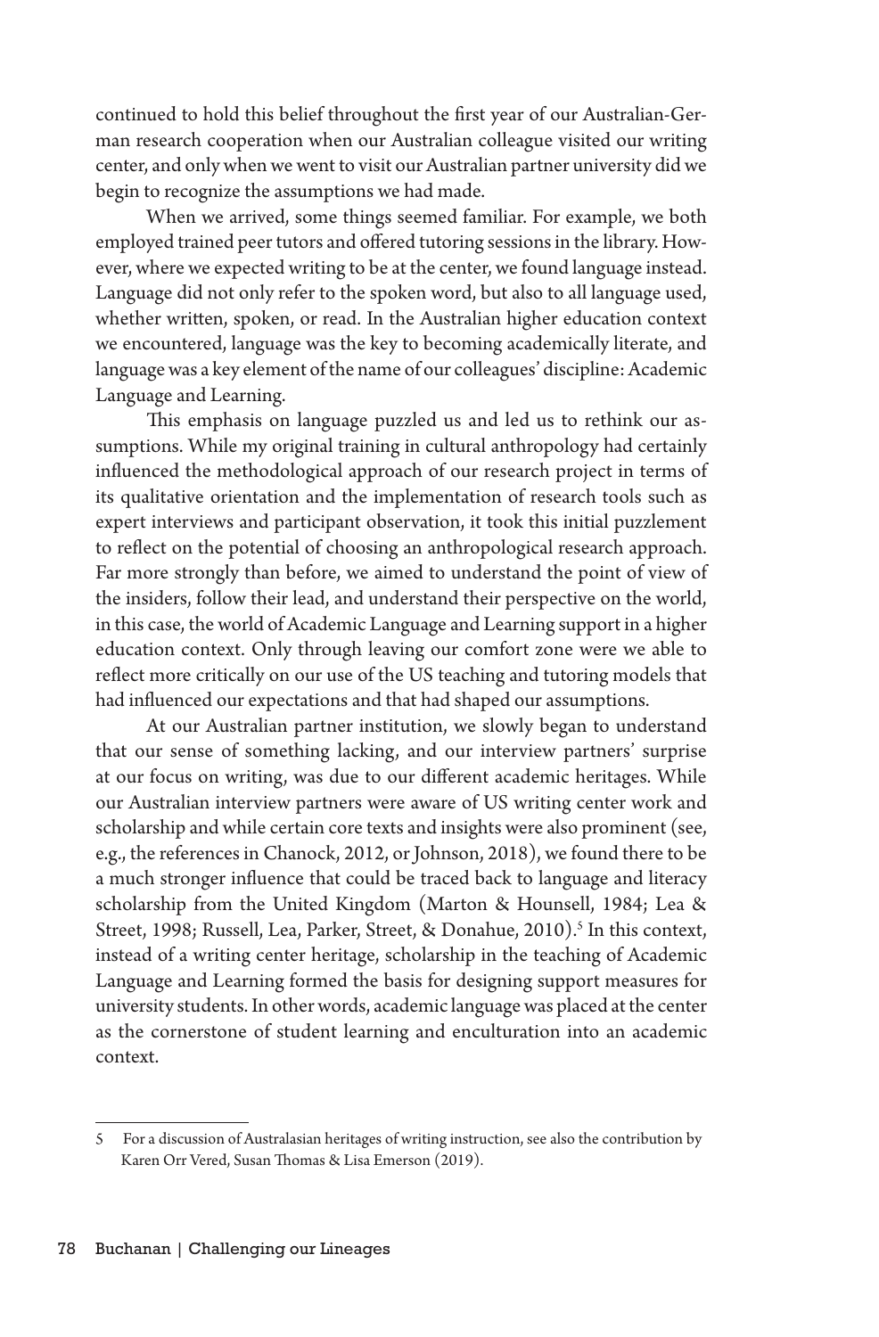continued to hold this belief throughout the first year of our Australian-German research cooperation when our Australian colleague visited our writing center, and only when we went to visit our Australian partner university did we begin to recognize the assumptions we had made.

When we arrived, some things seemed familiar. For example, we both employed trained peer tutors and offered tutoring sessions in the library. However, where we expected writing to be at the center, we found language instead. Language did not only refer to the spoken word, but also to all language used, whether written, spoken, or read. In the Australian higher education context we encountered, language was the key to becoming academically literate, and language was a key element of the name of our colleagues' discipline: Academic Language and Learning.

This emphasis on language puzzled us and led us to rethink our assumptions. While my original training in cultural anthropology had certainly influenced the methodological approach of our research project in terms of its qualitative orientation and the implementation of research tools such as expert interviews and participant observation, it took this initial puzzlement to reflect on the potential of choosing an anthropological research approach. Far more strongly than before, we aimed to understand the point of view of the insiders, follow their lead, and understand their perspective on the world, in this case, the world of Academic Language and Learning support in a higher education context. Only through leaving our comfort zone were we able to reflect more critically on our use of the US teaching and tutoring models that had influenced our expectations and that had shaped our assumptions.

At our Australian partner institution, we slowly began to understand that our sense of something lacking, and our interview partners' surprise at our focus on writing, was due to our different academic heritages. While our Australian interview partners were aware of US writing center work and scholarship and while certain core texts and insights were also prominent (see, e.g., the references in Chanock, 2012, or Johnson, 2018), we found there to be a much stronger influence that could be traced back to language and literacy scholarship from the United Kingdom (Marton & Hounsell, 1984; Lea & Street, 1998; Russell, Lea, Parker, Street, & Donahue, 2010).[5] In this context, instead of a writing center heritage, scholarship in the teaching of Academic Language and Learning formed the basis for designing support measures for university students. In other words, academic language was placed at the center as the cornerstone of student learning and enculturation into an academic context.

---

5 For a discussion of Australasian heritages of writing instruction, see also the contribution by Karen Orr Vered, Susan Thomas & Lisa Emerson (2019).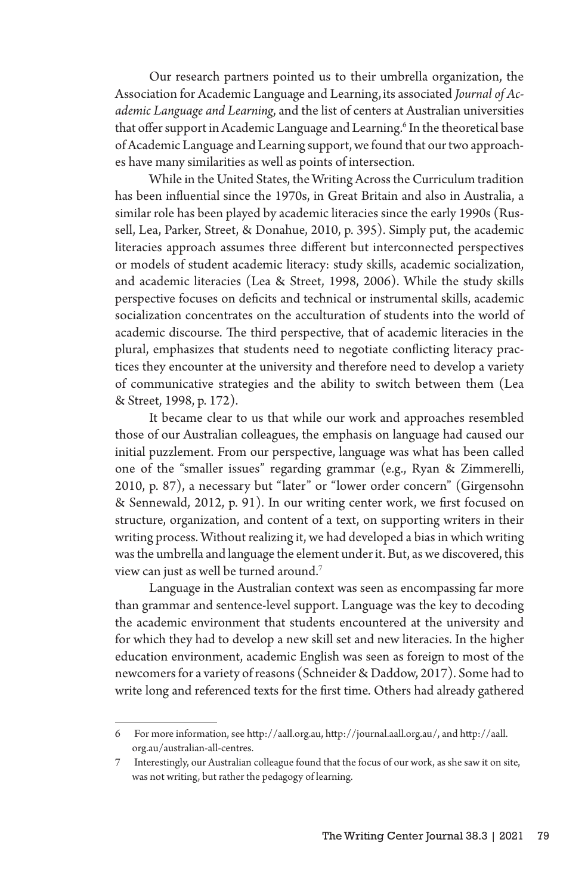Our research partners pointed us to their umbrella organization, the Association for Academic Language and Learning, its associated *Journal of Academic Language and Learning*, and the list of centers at Australian universities that offer support in Academic Language and Learning.[6] In the theoretical base of Academic Language and Learning support, we found that our two approaches have many similarities as well as points of intersection.

While in the United States, the Writing Across the Curriculum tradition has been influential since the 1970s, in Great Britain and also in Australia, a similar role has been played by academic literacies since the early 1990s (Russell, Lea, Parker, Street, & Donahue, 2010, p. 395). Simply put, the academic literacies approach assumes three different but interconnected perspectives or models of student academic literacy: study skills, academic socialization, and academic literacies (Lea & Street, 1998, 2006). While the study skills perspective focuses on deficits and technical or instrumental skills, academic socialization concentrates on the acculturation of students into the world of academic discourse. The third perspective, that of academic literacies in the plural, emphasizes that students need to negotiate conflicting literacy practices they encounter at the university and therefore need to develop a variety of communicative strategies and the ability to switch between them (Lea & Street, 1998, p. 172).

It became clear to us that while our work and approaches resembled those of our Australian colleagues, the emphasis on language had caused our initial puzzlement. From our perspective, language was what has been called one of the "smaller issues" regarding grammar (e.g., Ryan & Zimmerelli, 2010, p. 87), a necessary but "later" or "lower order concern" (Girgensohn & Sennewald, 2012, p. 91). In our writing center work, we first focused on structure, organization, and content of a text, on supporting writers in their writing process. Without realizing it, we had developed a bias in which writing was the umbrella and language the element under it. But, as we discovered, this view can just as well be turned around.[7]

Language in the Australian context was seen as encompassing far more than grammar and sentence-level support. Language was the key to decoding the academic environment that students encountered at the university and for which they had to develop a new skill set and new literacies. In the higher education environment, academic English was seen as foreign to most of the newcomers for a variety of reasons (Schneider & Daddow, 2017). Some had to write long and referenced texts for the first time. Others had already gathered

---

6 For more information, see http://aall.org.au, http://journal.aall.org.au/, and http://aall.org.au/australian-all-centres.

7 Interestingly, our Australian colleague found that the focus of our work, as she saw it on site, was not writing, but rather the pedagogy of learning.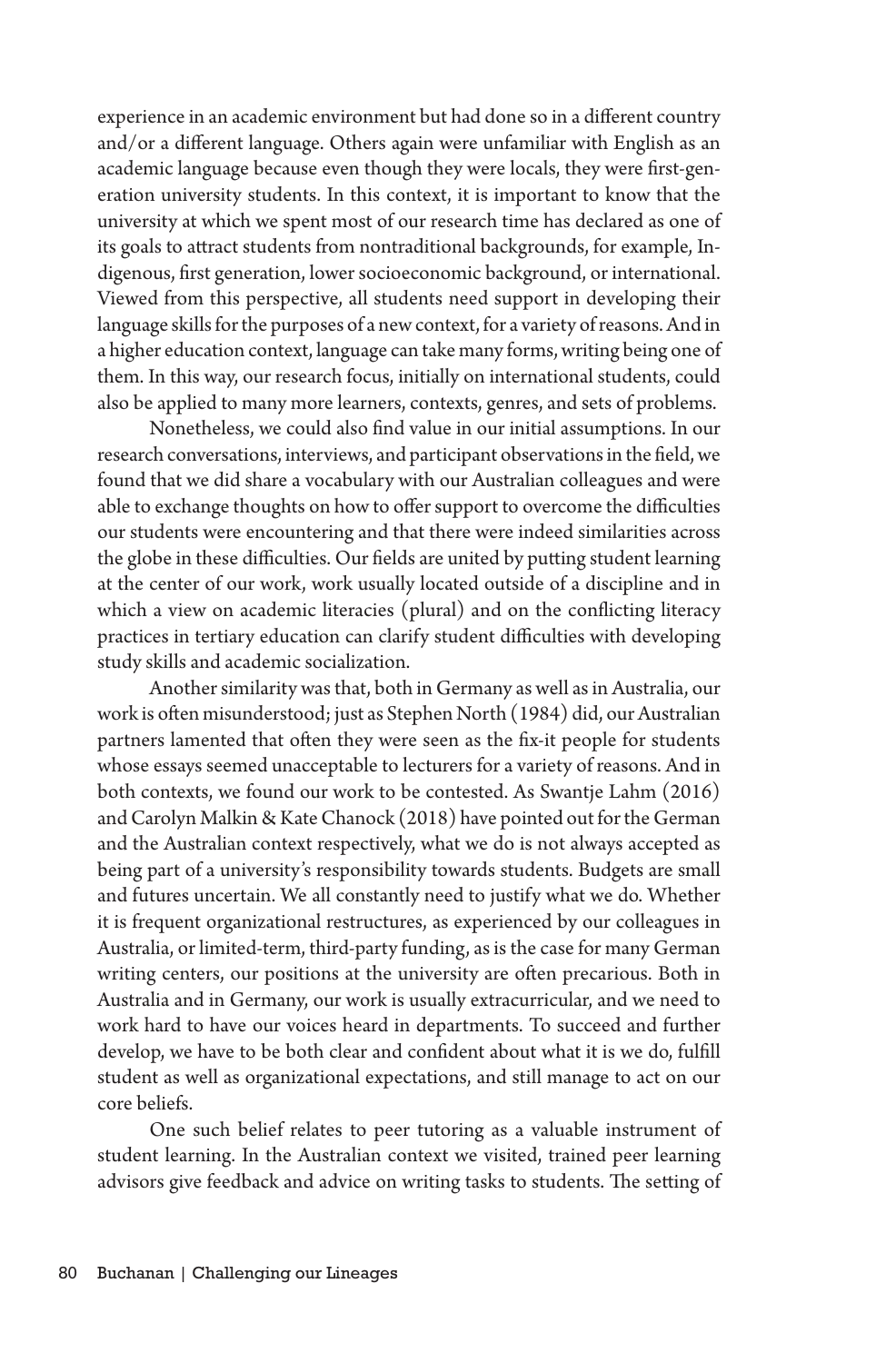experience in an academic environment but had done so in a different country and/or a different language. Others again were unfamiliar with English as an academic language because even though they were locals, they were first-generation university students. In this context, it is important to know that the university at which we spent most of our research time has declared as one of its goals to attract students from nontraditional backgrounds, for example, Indigenous, first generation, lower socioeconomic background, or international. Viewed from this perspective, all students need support in developing their language skills for the purposes of a new context, for a variety of reasons. And in a higher education context, language can take many forms, writing being one of them. In this way, our research focus, initially on international students, could also be applied to many more learners, contexts, genres, and sets of problems.

Nonetheless, we could also find value in our initial assumptions. In our research conversations, interviews, and participant observations in the field, we found that we did share a vocabulary with our Australian colleagues and were able to exchange thoughts on how to offer support to overcome the difficulties our students were encountering and that there were indeed similarities across the globe in these difficulties. Our fields are united by putting student learning at the center of our work, work usually located outside of a discipline and in which a view on academic literacies (plural) and on the conflicting literacy practices in tertiary education can clarify student difficulties with developing study skills and academic socialization.

Another similarity was that, both in Germany as well as in Australia, our work is often misunderstood; just as Stephen North (1984) did, our Australian partners lamented that often they were seen as the fix-it people for students whose essays seemed unacceptable to lecturers for a variety of reasons. And in both contexts, we found our work to be contested. As Swantje Lahm (2016) and Carolyn Malkin & Kate Chanock (2018) have pointed out for the German and the Australian context respectively, what we do is not always accepted as being part of a university's responsibility towards students. Budgets are small and futures uncertain. We all constantly need to justify what we do. Whether it is frequent organizational restructures, as experienced by our colleagues in Australia, or limited-term, third-party funding, as is the case for many German writing centers, our positions at the university are often precarious. Both in Australia and in Germany, our work is usually extracurricular, and we need to work hard to have our voices heard in departments. To succeed and further develop, we have to be both clear and confident about what it is we do, fulfill student as well as organizational expectations, and still manage to act on our core beliefs.

One such belief relates to peer tutoring as a valuable instrument of student learning. In the Australian context we visited, trained peer learning advisors give feedback and advice on writing tasks to students. The setting of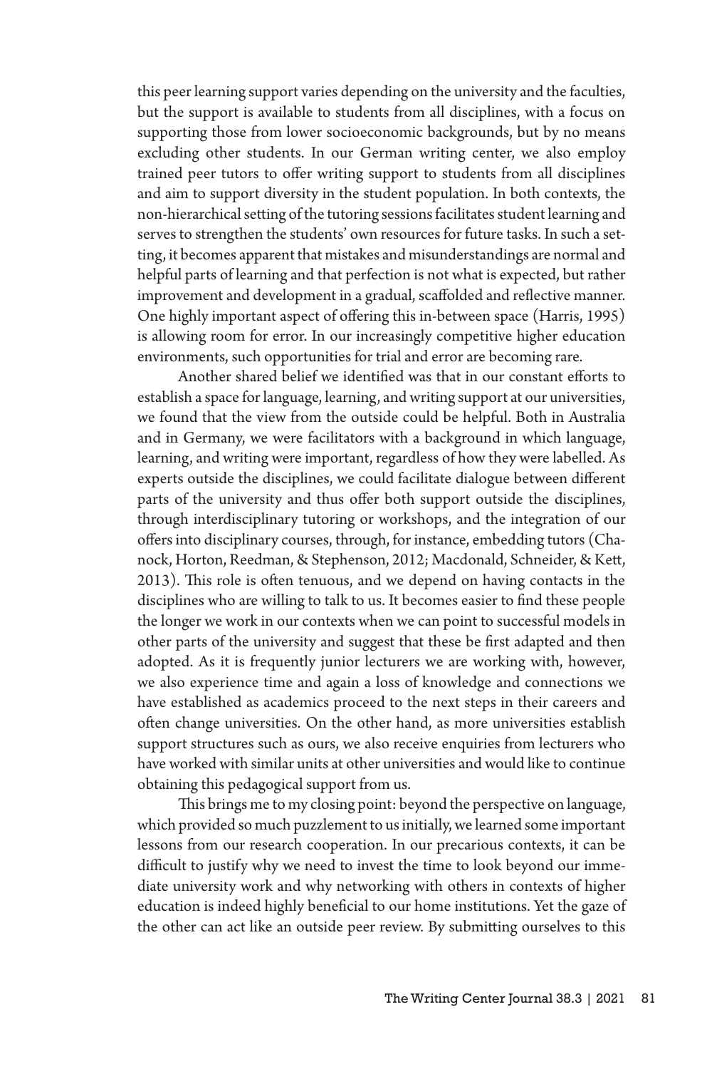this peer learning support varies depending on the university and the faculties, but the support is available to students from all disciplines, with a focus on supporting those from lower socioeconomic backgrounds, but by no means excluding other students. In our German writing center, we also employ trained peer tutors to offer writing support to students from all disciplines and aim to support diversity in the student population. In both contexts, the non-hierarchical setting of the tutoring sessions facilitates student learning and serves to strengthen the students' own resources for future tasks. In such a setting, it becomes apparent that mistakes and misunderstandings are normal and helpful parts of learning and that perfection is not what is expected, but rather improvement and development in a gradual, scaffolded and reflective manner. One highly important aspect of offering this in-between space (Harris, 1995) is allowing room for error. In our increasingly competitive higher education environments, such opportunities for trial and error are becoming rare.

Another shared belief we identified was that in our constant efforts to establish a space for language, learning, and writing support at our universities, we found that the view from the outside could be helpful. Both in Australia and in Germany, we were facilitators with a background in which language, learning, and writing were important, regardless of how they were labelled. As experts outside the disciplines, we could facilitate dialogue between different parts of the university and thus offer both support outside the disciplines, through interdisciplinary tutoring or workshops, and the integration of our offers into disciplinary courses, through, for instance, embedding tutors (Chanock, Horton, Reedman, & Stephenson, 2012; Macdonald, Schneider, & Kett, 2013). This role is often tenuous, and we depend on having contacts in the disciplines who are willing to talk to us. It becomes easier to find these people the longer we work in our contexts when we can point to successful models in other parts of the university and suggest that these be first adapted and then adopted. As it is frequently junior lecturers we are working with, however, we also experience time and again a loss of knowledge and connections we have established as academics proceed to the next steps in their careers and often change universities. On the other hand, as more universities establish support structures such as ours, we also receive enquiries from lecturers who have worked with similar units at other universities and would like to continue obtaining this pedagogical support from us.

This brings me to my closing point: beyond the perspective on language, which provided so much puzzlement to us initially, we learned some important lessons from our research cooperation. In our precarious contexts, it can be difficult to justify why we need to invest the time to look beyond our immediate university work and why networking with others in contexts of higher education is indeed highly beneficial to our home institutions. Yet the gaze of the other can act like an outside peer review. By submitting ourselves to this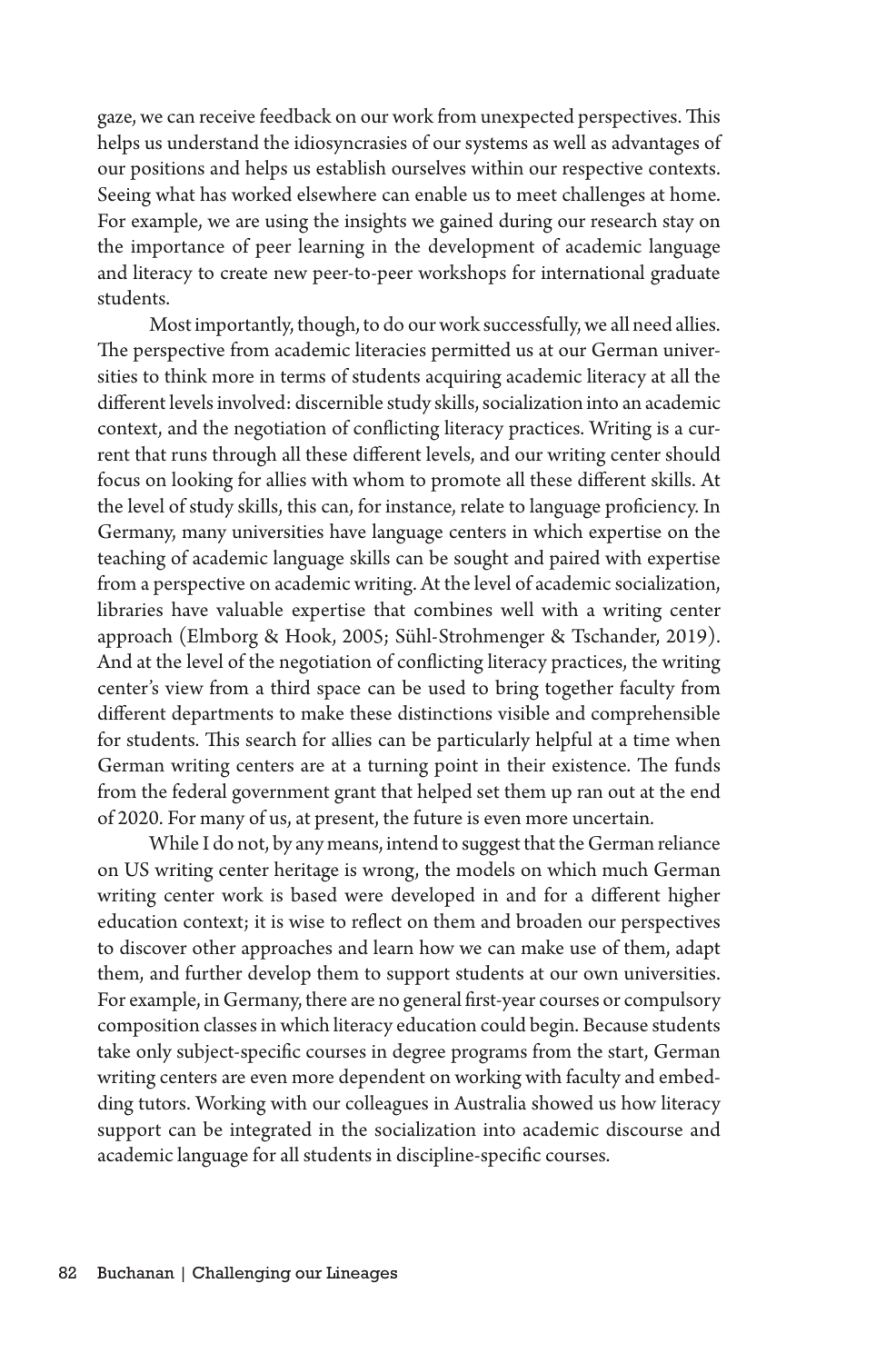gaze, we can receive feedback on our work from unexpected perspectives. This helps us understand the idiosyncrasies of our systems as well as advantages of our positions and helps us establish ourselves within our respective contexts. Seeing what has worked elsewhere can enable us to meet challenges at home. For example, we are using the insights we gained during our research stay on the importance of peer learning in the development of academic language and literacy to create new peer-to-peer workshops for international graduate students.

Most importantly, though, to do our work successfully, we all need allies. The perspective from academic literacies permitted us at our German universities to think more in terms of students acquiring academic literacy at all the different levels involved: discernible study skills, socialization into an academic context, and the negotiation of conflicting literacy practices. Writing is a current that runs through all these different levels, and our writing center should focus on looking for allies with whom to promote all these different skills. At the level of study skills, this can, for instance, relate to language proficiency. In Germany, many universities have language centers in which expertise on the teaching of academic language skills can be sought and paired with expertise from a perspective on academic writing. At the level of academic socialization, libraries have valuable expertise that combines well with a writing center approach (Elmborg & Hook, 2005; Sühl-Strohmenger & Tschander, 2019). And at the level of the negotiation of conflicting literacy practices, the writing center's view from a third space can be used to bring together faculty from different departments to make these distinctions visible and comprehensible for students. This search for allies can be particularly helpful at a time when German writing centers are at a turning point in their existence. The funds from the federal government grant that helped set them up ran out at the end of 2020. For many of us, at present, the future is even more uncertain.

While I do not, by any means, intend to suggest that the German reliance on US writing center heritage is wrong, the models on which much German writing center work is based were developed in and for a different higher education context; it is wise to reflect on them and broaden our perspectives to discover other approaches and learn how we can make use of them, adapt them, and further develop them to support students at our own universities. For example, in Germany, there are no general first-year courses or compulsory composition classes in which literacy education could begin. Because students take only subject-specific courses in degree programs from the start, German writing centers are even more dependent on working with faculty and embedding tutors. Working with our colleagues in Australia showed us how literacy support can be integrated in the socialization into academic discourse and academic language for all students in discipline-specific courses.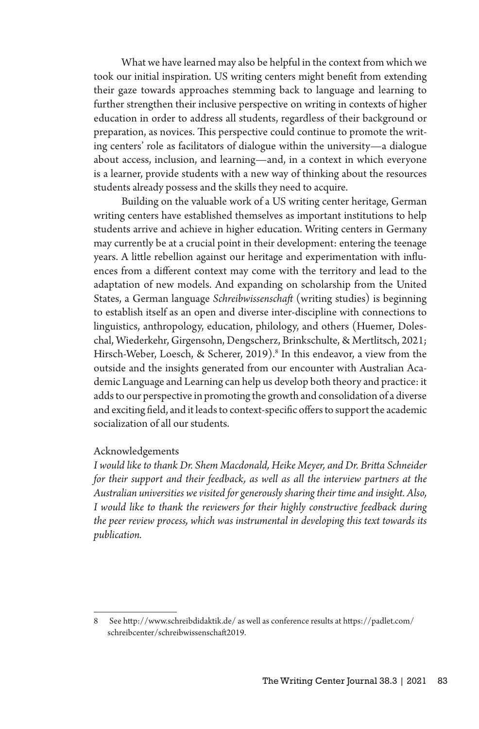What we have learned may also be helpful in the context from which we took our initial inspiration. US writing centers might benefit from extending their gaze towards approaches stemming back to language and learning to further strengthen their inclusive perspective on writing in contexts of higher education in order to address all students, regardless of their background or preparation, as novices. This perspective could continue to promote the writing centers' role as facilitators of dialogue within the university—a dialogue about access, inclusion, and learning—and, in a context in which everyone is a learner, provide students with a new way of thinking about the resources students already possess and the skills they need to acquire.

Building on the valuable work of a US writing center heritage, German writing centers have established themselves as important institutions to help students arrive and achieve in higher education. Writing centers in Germany may currently be at a crucial point in their development: entering the teenage years. A little rebellion against our heritage and experimentation with influences from a different context may come with the territory and lead to the adaptation of new models. And expanding on scholarship from the United States, a German language *Schreibwissenschaft* (writing studies) is beginning to establish itself as an open and diverse inter-discipline with connections to linguistics, anthropology, education, philology, and others (Huemer, Doleschal, Wiederkehr, Girgensohn, Dengscherz, Brinkschulte, & Mertlitsch, 2021; Hirsch-Weber, Loesch, & Scherer, 2019).[8] In this endeavor, a view from the outside and the insights generated from our encounter with Australian Academic Language and Learning can help us develop both theory and practice: it adds to our perspective in promoting the growth and consolidation of a diverse and exciting field, and it leads to context-specific offers to support the academic socialization of all our students.

## Acknowledgements

*I would like to thank Dr. Shem Macdonald, Heike Meyer, and Dr. Britta Schneider for their support and their feedback, as well as all the interview partners at the Australian universities we visited for generously sharing their time and insight. Also, I would like to thank the reviewers for their highly constructive feedback during the peer review process, which was instrumental in developing this text towards its publication.*

---

8 See http://www.schreibdidaktik.de/ as well as conference results at https://padlet.com/schreibcenter/schreibwissenschaft2019.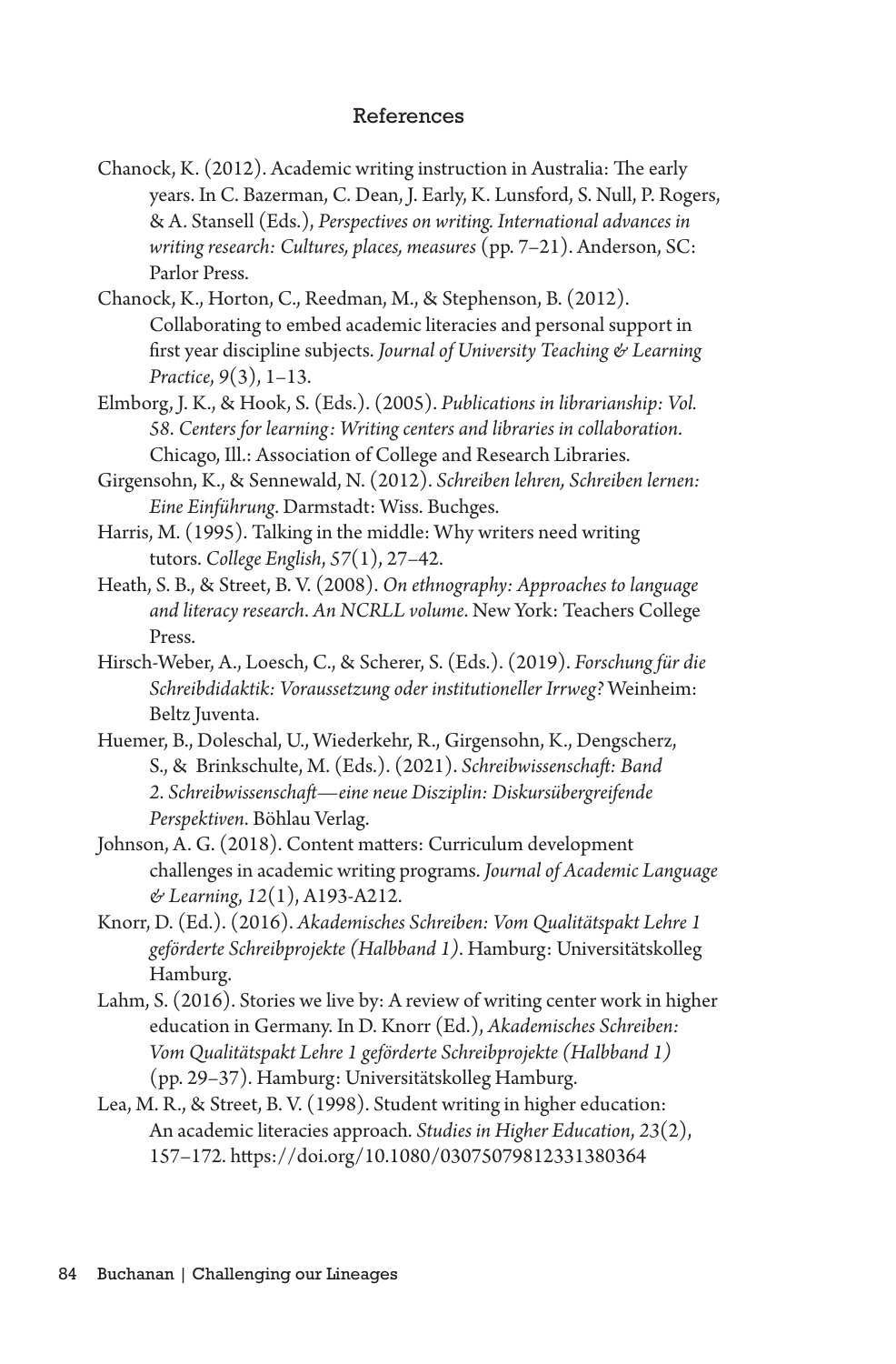## References

Chanock, K. (2012). Academic writing instruction in Australia: The early years. In C. Bazerman, C. Dean, J. Early, K. Lunsford, S. Null, P. Rogers, & A. Stansell (Eds.), *Perspectives on writing. International advances in writing research: Cultures, places, measures* (pp. 7–21). Anderson, SC: Parlor Press.

Chanock, K., Horton, C., Reedman, M., & Stephenson, B. (2012). Collaborating to embed academic literacies and personal support in first year discipline subjects. *Journal of University Teaching & Learning Practice*, *9*(3), 1–13.

Elmborg, J. K., & Hook, S. (Eds.). (2005). *Publications in librarianship: Vol. 58. Centers for learning: Writing centers and libraries in collaboration*. Chicago, Ill.: Association of College and Research Libraries.

Girgensohn, K., & Sennewald, N. (2012). *Schreiben lehren, Schreiben lernen: Eine Einführung*. Darmstadt: Wiss. Buchges.

Harris, M. (1995). Talking in the middle: Why writers need writing tutors. *College English*, *57*(1), 27–42.

Heath, S. B., & Street, B. V. (2008). *On ethnography: Approaches to language and literacy research*. *An NCRLL volume*. New York: Teachers College Press.

Hirsch-Weber, A., Loesch, C., & Scherer, S. (Eds.). (2019). *Forschung für die Schreibdidaktik: Voraussetzung oder institutioneller Irrweg?* Weinheim: Beltz Juventa.

Huemer, B., Doleschal, U., Wiederkehr, R., Girgensohn, K., Dengscherz, S., & Brinkschulte, M. (Eds.). (2021). *Schreibwissenschaft: Band 2. Schreibwissenschaft—eine neue Disziplin: Diskursübergreifende Perspektiven*. Böhlau Verlag.

Johnson, A. G. (2018). Content matters: Curriculum development challenges in academic writing programs. *Journal of Academic Language & Learning*, *12*(1), A193-A212.

Knorr, D. (Ed.). (2016). *Akademisches Schreiben: Vom Qualitätspakt Lehre 1 geförderte Schreibprojekte (Halbband 1)*. Hamburg: Universitätskolleg Hamburg.

Lahm, S. (2016). Stories we live by: A review of writing center work in higher education in Germany. In D. Knorr (Ed.), *Akademisches Schreiben: Vom Qualitätspakt Lehre 1 geförderte Schreibprojekte (Halbband 1)* (pp. 29–37). Hamburg: Universitätskolleg Hamburg.

Lea, M. R., & Street, B. V. (1998). Student writing in higher education: An academic literacies approach. *Studies in Higher Education*, *23*(2), 157–172. https://doi.org/10.1080/03075079812331380364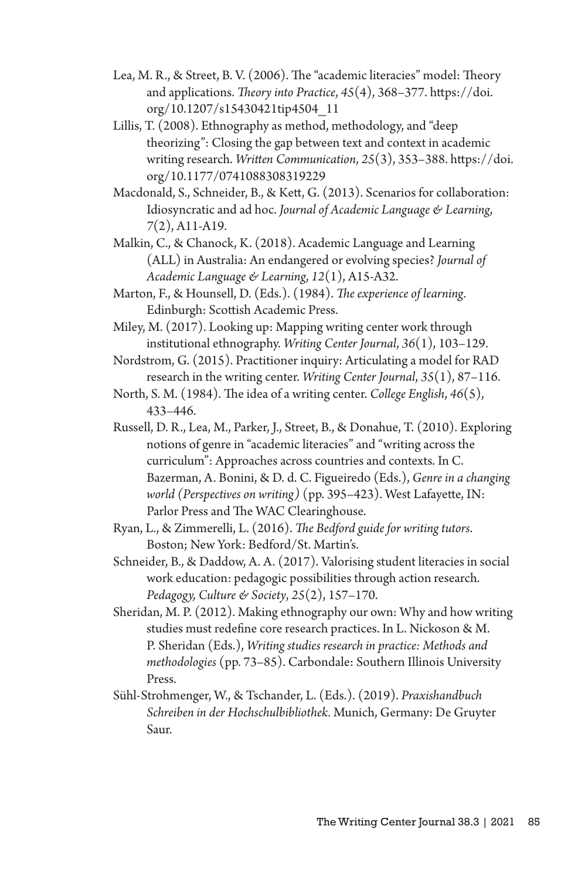Lea, M. R., & Street, B. V. (2006). The "academic literacies" model: Theory and applications. *Theory into Practice*, *45*(4), 368–377. https://doi.org/10.1207/s15430421tip4504_11

Lillis, T. (2008). Ethnography as method, methodology, and "deep theorizing": Closing the gap between text and context in academic writing research. *Written Communication*, *25*(3), 353–388. https://doi.org/10.1177/0741088308319229

Macdonald, S., Schneider, B., & Kett, G. (2013). Scenarios for collaboration: Idiosyncratic and ad hoc. *Journal of Academic Language & Learning*, *7*(2), A11-A19.

Malkin, C., & Chanock, K. (2018). Academic Language and Learning (ALL) in Australia: An endangered or evolving species? *Journal of Academic Language & Learning*, *12*(1), A15-A32.

Marton, F., & Hounsell, D. (Eds.). (1984). *The experience of learning*. Edinburgh: Scottish Academic Press.

Miley, M. (2017). Looking up: Mapping writing center work through institutional ethnography. *Writing Center Journal*, *36*(1), 103–129.

Nordstrom, G. (2015). Practitioner inquiry: Articulating a model for RAD research in the writing center. *Writing Center Journal*, *35*(1), 87–116.

North, S. M. (1984). The idea of a writing center. *College English*, *46*(5), 433–446.

Russell, D. R., Lea, M., Parker, J., Street, B., & Donahue, T. (2010). Exploring notions of genre in "academic literacies" and "writing across the curriculum": Approaches across countries and contexts. In C. Bazerman, A. Bonini, & D. d. C. Figueiredo (Eds.), *Genre in a changing world (Perspectives on writing)* (pp. 395–423). West Lafayette, IN: Parlor Press and The WAC Clearinghouse.

Ryan, L., & Zimmerelli, L. (2016). *The Bedford guide for writing tutors*. Boston; New York: Bedford/St. Martin's.

Schneider, B., & Daddow, A. A. (2017). Valorising student literacies in social work education: pedagogic possibilities through action research. *Pedagogy, Culture & Society*, *25*(2), 157–170.

Sheridan, M. P. (2012). Making ethnography our own: Why and how writing studies must redefine core research practices. In L. Nickoson & M. P. Sheridan (Eds.), *Writing studies research in practice: Methods and methodologies* (pp. 73–85). Carbondale: Southern Illinois University Press.

Sühl-Strohmenger, W., & Tschander, L. (Eds.). (2019). *Praxishandbuch Schreiben in der Hochschulbibliothek*. Munich, Germany: De Gruyter Saur.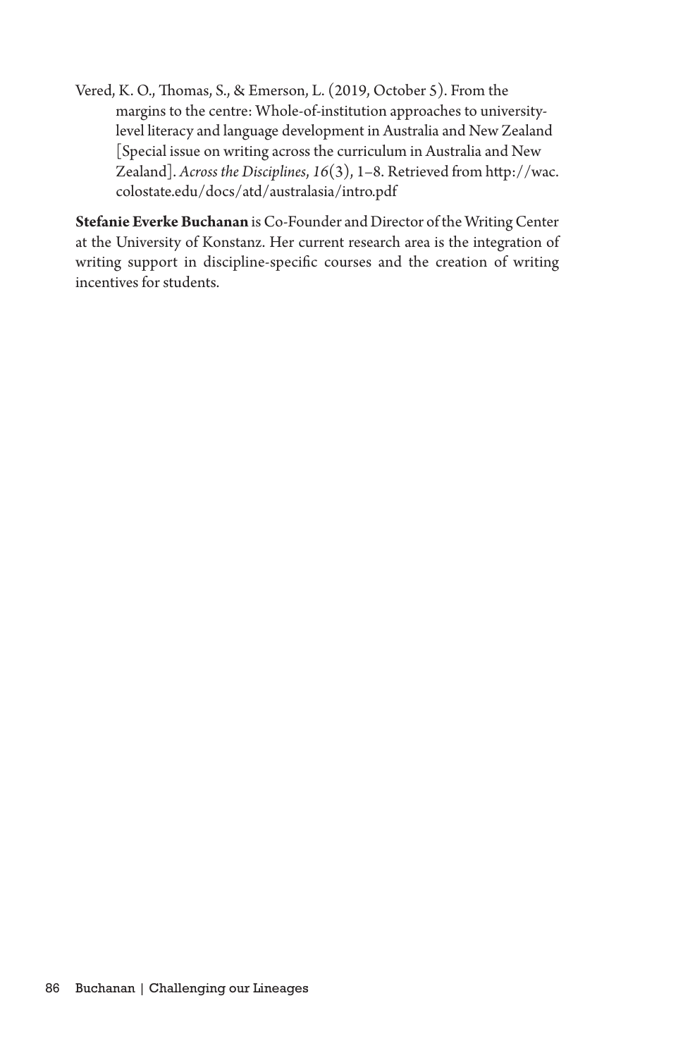Vered, K. O., Thomas, S., & Emerson, L. (2019, October 5). From the margins to the centre: Whole-of-institution approaches to university-level literacy and language development in Australia and New Zealand [Special issue on writing across the curriculum in Australia and New Zealand]. *Across the Disciplines*, *16*(3), 1–8. Retrieved from http://wac.colostate.edu/docs/atd/australasia/intro.pdf

**Stefanie Everke Buchanan** is Co-Founder and Director of the Writing Center at the University of Konstanz. Her current research area is the integration of writing support in discipline-specific courses and the creation of writing incentives for students.